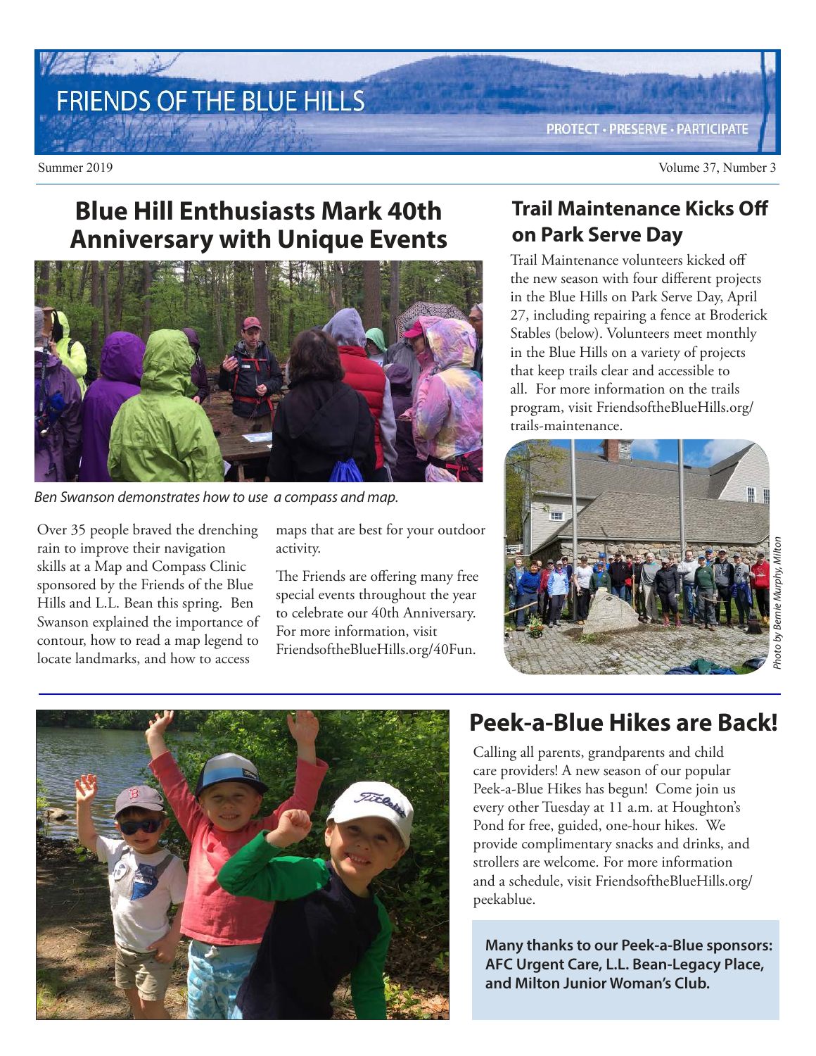# FRIENDS OF THE BLUE HILLS

PROTECT • PRESERVE • PARTICIPATE

Summer 2019 | Volume 37, Number 3

## Blue Hill Enthusiasts Mark 40th Anniversary with Unique Events

*Ben Swanson demonstrates how to use a compass and map.*

Over 35 people braved the drenching rain to improve their navigation skills at a Map and Compass Clinic sponsored by the Friends of the Blue Hills and L.L. Bean this spring. Ben Swanson explained the importance of contour, how to read a map legend to locate landmarks, and how to access maps that are best for your outdoor activity.

The Friends are offering many free special events throughout the year to celebrate our 40th Anniversary. For more information, visit FriendsoftheBlueHills.org/40Fun.

## Trail Maintenance Kicks Off on Park Serve Day

Trail Maintenance volunteers kicked off the new season with four different projects in the Blue Hills on Park Serve Day, April 27, including repairing a fence at Broderick Stables (below). Volunteers meet monthly in the Blue Hills on a variety of projects that keep trails clear and accessible to all. For more information on the trails program, visit FriendsoftheBlueHills.org/trails-maintenance.

*Photo by Bernie Murphy, Milton*

## Peek-a-Blue Hikes are Back!

Calling all parents, grandparents and child care providers! A new season of our popular Peek-a-Blue Hikes has begun! Come join us every other Tuesday at 11 a.m. at Houghton's Pond for free, guided, one-hour hikes. We provide complimentary snacks and drinks, and strollers are welcome. For more information and a schedule, visit FriendsoftheBlueHills.org/peekablue.

**Many thanks to our Peek-a-Blue sponsors: AFC Urgent Care, L.L. Bean-Legacy Place, and Milton Junior Woman's Club.**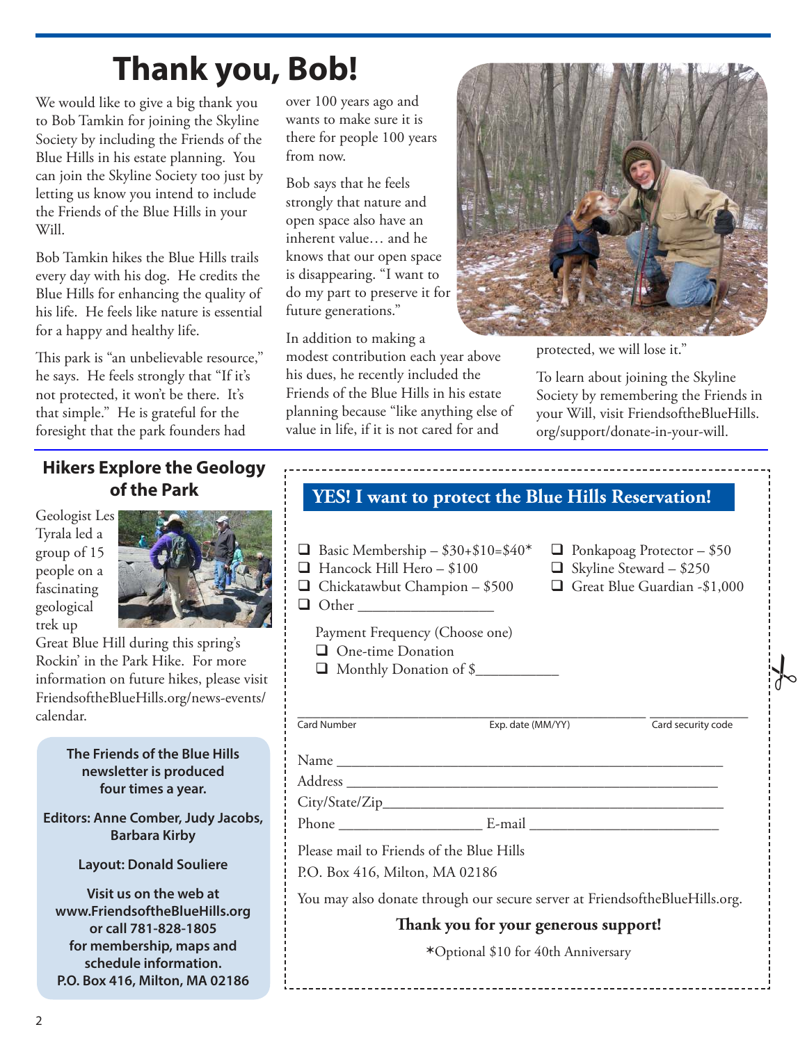# Thank you, Bob!

We would like to give a big thank you to Bob Tamkin for joining the Skyline Society by including the Friends of the Blue Hills in his estate planning. You can join the Skyline Society too just by letting us know you intend to include the Friends of the Blue Hills in your Will.

Bob Tamkin hikes the Blue Hills trails every day with his dog. He credits the Blue Hills for enhancing the quality of his life. He feels like nature is essential for a happy and healthy life.

This park is "an unbelievable resource," he says. He feels strongly that "If it's not protected, it won't be there. It's that simple." He is grateful for the foresight that the park founders had over 100 years ago and wants to make sure it is there for people 100 years from now.

Bob says that he feels strongly that nature and open space also have an inherent value… and he knows that our open space is disappearing. "I want to do my part to preserve it for future generations."

In addition to making a modest contribution each year above his dues, he recently included the Friends of the Blue Hills in his estate planning because "like anything else of value in life, if it is not cared for and protected, we will lose it."

To learn about joining the Skyline Society by remembering the Friends in your Will, visit FriendsoftheBlueHills.org/support/donate-in-your-will.

## Hikers Explore the Geology of the Park

Geologist Les Tyrala led a group of 15 people on a fascinating geological trek up Great Blue Hill during this spring's Rockin' in the Park Hike. For more information on future hikes, please visit FriendsoftheBlueHills.org/news-events/calendar.

**The Friends of the Blue Hills newsletter is produced four times a year.**

**Editors: Anne Comber, Judy Jacobs, Barbara Kirby**

**Layout: Donald Souliere**

**Visit us on the web at www.FriendsoftheBlueHills.org or call 781-828-1805 for membership, maps and schedule information.
P.O. Box 416, Milton, MA 02186**

## YES! I want to protect the Blue Hills Reservation!

- ❑ Basic Membership – $30+$10=$40*
- ❑ Hancock Hill Hero – $100
- ❑ Chickatawbut Champion – $500
- ❑ Other ___________________
- ❑ Ponkapoag Protector – $50
- ❑ Skyline Steward – $250
- ❑ Great Blue Guardian -$1,000

Payment Frequency (Choose one)

- ❑ One-time Donation
- ❑ Monthly Donation of $___________

_______________________ Card Number ____ Exp. date (MM/YY) ____ Card security code

Name ______________________________________________

Address ____________________________________________

City/State/Zip_______________________________________

Phone ___________________ E-mail _______________________

Please mail to Friends of the Blue Hills
P.O. Box 416, Milton, MA 02186

You may also donate through our secure server at FriendsoftheBlueHills.org.

**Thank you for your generous support!**

*Optional $10 for 40th Anniversary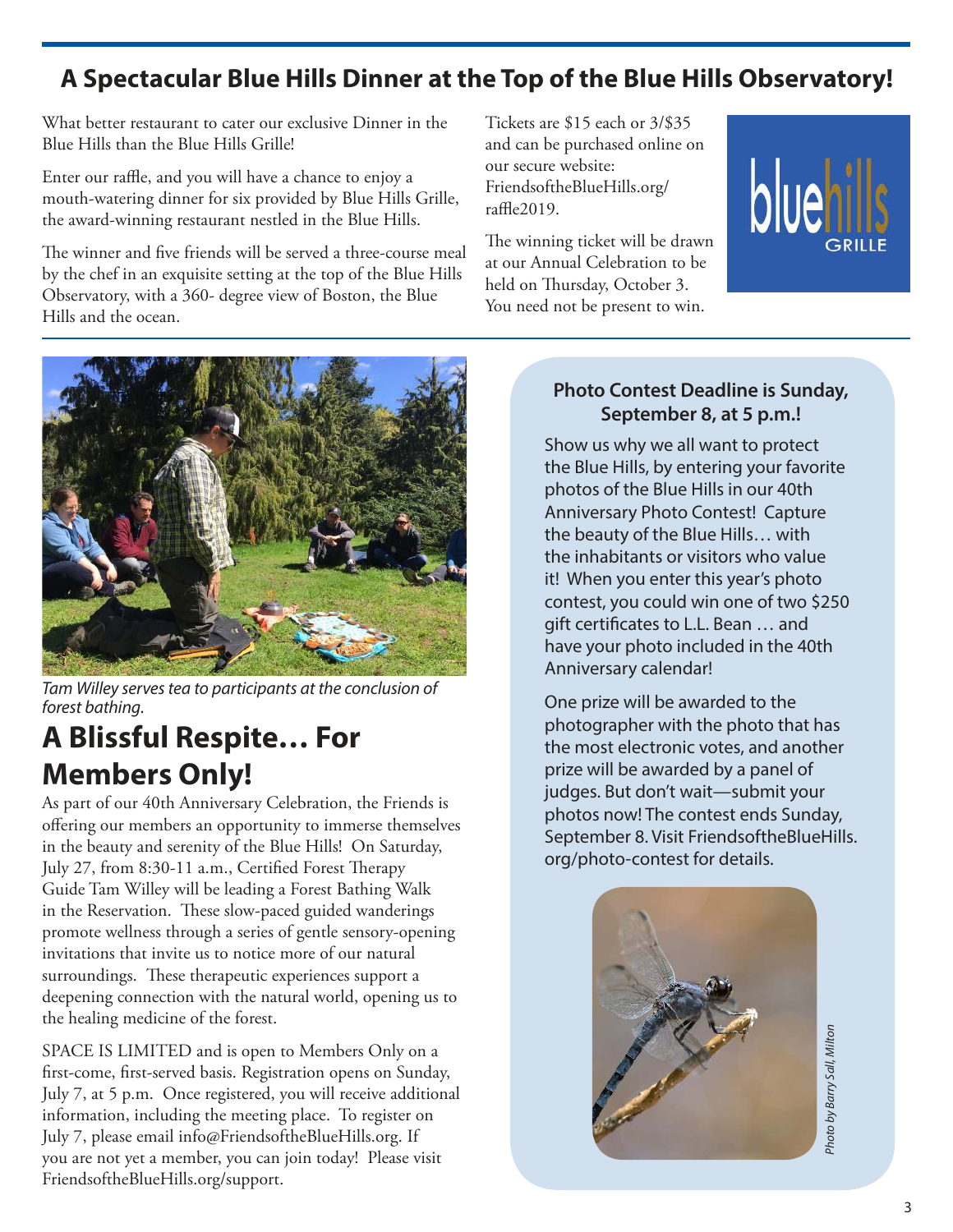## A Spectacular Blue Hills Dinner at the Top of the Blue Hills Observatory!

What better restaurant to cater our exclusive Dinner in the Blue Hills than the Blue Hills Grille!

Enter our raffle, and you will have a chance to enjoy a mouth-watering dinner for six provided by Blue Hills Grille, the award-winning restaurant nestled in the Blue Hills.

The winner and five friends will be served a three-course meal by the chef in an exquisite setting at the top of the Blue Hills Observatory, with a 360- degree view of Boston, the Blue Hills and the ocean.

Tickets are $15 each or 3/$35 and can be purchased online on our secure website: FriendsoftheBlueHills.org/raffle2019.

The winning ticket will be drawn at our Annual Celebration to be held on Thursday, October 3. You need not be present to win.

bluehills GRILLE

*Tam Willey serves tea to participants at the conclusion of forest bathing.*

## A Blissful Respite… For Members Only!

As part of our 40th Anniversary Celebration, the Friends is offering our members an opportunity to immerse themselves in the beauty and serenity of the Blue Hills! On Saturday, July 27, from 8:30-11 a.m., Certified Forest Therapy Guide Tam Willey will be leading a Forest Bathing Walk in the Reservation. These slow-paced guided wanderings promote wellness through a series of gentle sensory-opening invitations that invite us to notice more of our natural surroundings. These therapeutic experiences support a deepening connection with the natural world, opening us to the healing medicine of the forest.

SPACE IS LIMITED and is open to Members Only on a first-come, first-served basis. Registration opens on Sunday, July 7, at 5 p.m. Once registered, you will receive additional information, including the meeting place. To register on July 7, please email info@FriendsoftheBlueHills.org. If you are not yet a member, you can join today! Please visit FriendsoftheBlueHills.org/support.

### Photo Contest Deadline is Sunday, September 8, at 5 p.m.!

Show us why we all want to protect the Blue Hills, by entering your favorite photos of the Blue Hills in our 40th Anniversary Photo Contest! Capture the beauty of the Blue Hills… with the inhabitants or visitors who value it! When you enter this year's photo contest, you could win one of two $250 gift certificates to L.L. Bean … and have your photo included in the 40th Anniversary calendar!

One prize will be awarded to the photographer with the photo that has the most electronic votes, and another prize will be awarded by a panel of judges. But don't wait—submit your photos now! The contest ends Sunday, September 8. Visit FriendsoftheBlueHills.org/photo-contest for details.

*Photo by Barry Sall, Milton*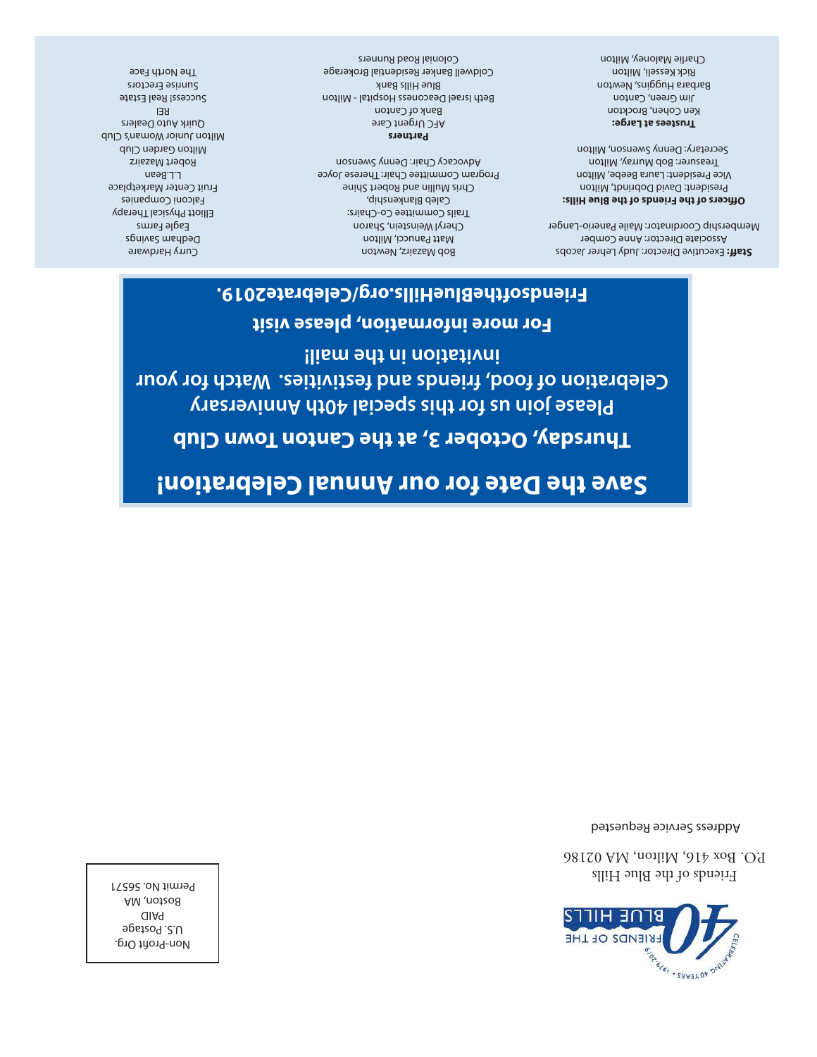**Staff:** Executive Director: Judy Lehrer Jacobs
Associate Director: Anne Comber
Membership Coordinator: Maile Panerio-Langer

**Officers of the Friends of the Blue Hills:**
President: David Dobrindt, Milton
Vice President: Laura Beebe, Milton
Treasurer: Bob Murray, Milton
Secretary: Denny Swenson, Milton

**Trustees at Large:**
Ken Cohen, Brockton
Jim Green, Canton
Barbara Huggins, Newton
Rick Kesseli, Milton
Charlie Maloney, Milton

Bob Mazaiz, Newton
Matt Panucci, Milton
Cheryl Weinstein, Sharon
Trails Committee Co-Chairs:
Caleb Blankenship,
Chris Mullin and Robert Shine
Program Committee Chair: Therese Joyce
Advocacy Chair: Denny Swenson

**Partners**
AFC Urgent Care
Bank of Canton
Beth Israel Deaconess Hospital - Milton
Blue Hills Bank
Coldwell Banker Residential Brokerage
Colonial Road Runners

Curry Hardware
Dedham Savings
Eagle Farms
Elliott Physical Therapy
Falconi Companies
Fruit Center Marketplace
L.L.Bean
Robert Mazaiz
Milton Garden Club
Milton Junior Woman's Club
Quirk Auto Dealers
REI
Success! Real Estate
Sunrise Erectors
The North Face

# Save the Date for our Annual Celebration!

**Thursday, October 3, at the Canton Town Club**

**Please join us for this special 40th Anniversary Celebration of food, friends and festivities. Watch for your invitation in the mail!**

**For more information, please visit FriendsoftheBlueHills.org/Celebrate2019.**

FRIENDS OF THE BLUE HILLS
CELEBRATING 40 YEARS • 1979-2019

Friends of the Blue Hills
P.O. Box 416, Milton, MA 02186

Address Service Requested

Non-Profit Org.
U.S. Postage
PAID
Boston, MA
Permit No. 56571